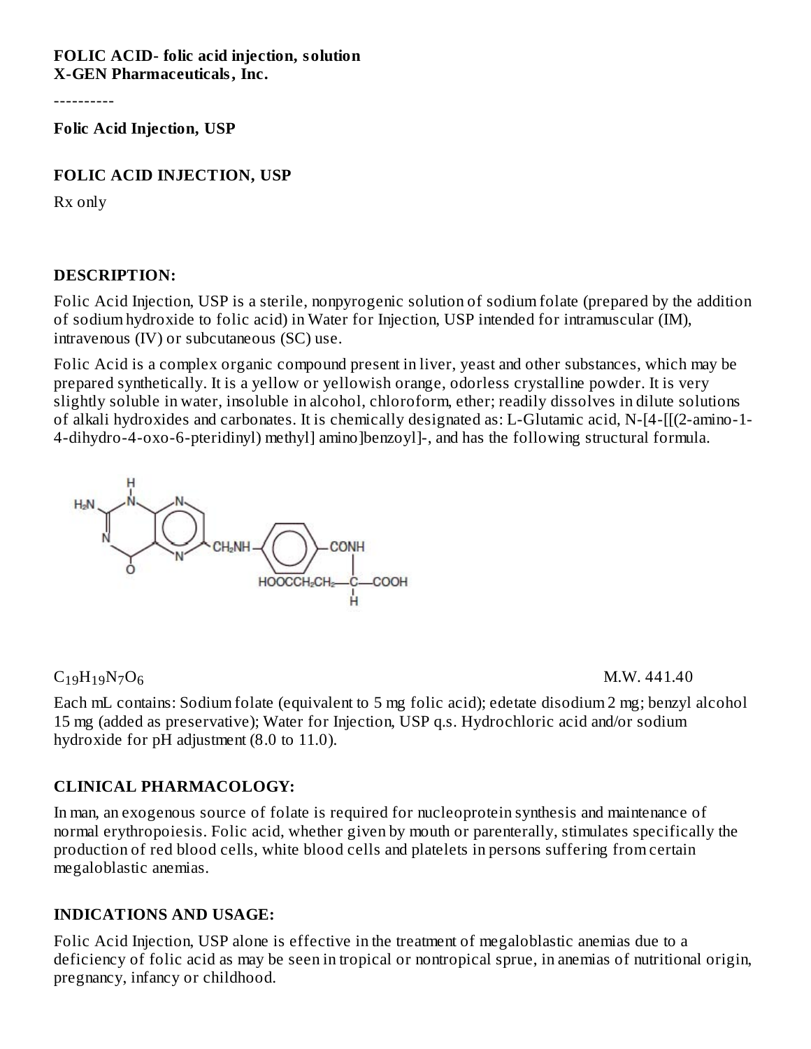**FOLIC ACID- folic acid injection, solution**
**X-GEN Pharmaceuticals, Inc.**

----------

**Folic Acid Injection, USP**

**FOLIC ACID INJECTION, USP**

Rx only

## DESCRIPTION:

Folic Acid Injection, USP is a sterile, nonpyrogenic solution of sodium folate (prepared by the addition of sodium hydroxide to folic acid) in Water for Injection, USP intended for intramuscular (IM), intravenous (IV) or subcutaneous (SC) use.

Folic Acid is a complex organic compound present in liver, yeast and other substances, which may be prepared synthetically. It is a yellow or yellowish orange, odorless crystalline powder. It is very slightly soluble in water, insoluble in alcohol, chloroform, ether; readily dissolves in dilute solutions of alkali hydroxides and carbonates. It is chemically designated as: L-Glutamic acid, N-[4-[[(2-amino-1-4-dihydro-4-oxo-6-pteridinyl) methyl] amino]benzoyl]-, and has the following structural formula.

$C_{19}H_{19}N_7O_6$ M.W. 441.40

Each mL contains: Sodium folate (equivalent to 5 mg folic acid); edetate disodium 2 mg; benzyl alcohol 15 mg (added as preservative); Water for Injection, USP q.s. Hydrochloric acid and/or sodium hydroxide for pH adjustment (8.0 to 11.0).

## CLINICAL PHARMACOLOGY:

In man, an exogenous source of folate is required for nucleoprotein synthesis and maintenance of normal erythropoiesis. Folic acid, whether given by mouth or parenterally, stimulates specifically the production of red blood cells, white blood cells and platelets in persons suffering from certain megaloblastic anemias.

## INDICATIONS AND USAGE:

Folic Acid Injection, USP alone is effective in the treatment of megaloblastic anemias due to a deficiency of folic acid as may be seen in tropical or nontropical sprue, in anemias of nutritional origin, pregnancy, infancy or childhood.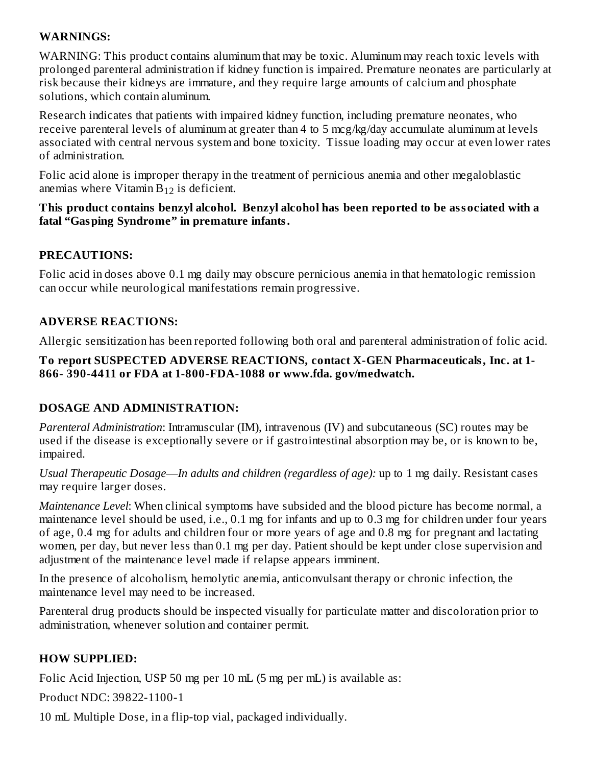## WARNINGS:

WARNING: This product contains aluminum that may be toxic. Aluminum may reach toxic levels with prolonged parenteral administration if kidney function is impaired. Premature neonates are particularly at risk because their kidneys are immature, and they require large amounts of calcium and phosphate solutions, which contain aluminum.

Research indicates that patients with impaired kidney function, including premature neonates, who receive parenteral levels of aluminum at greater than 4 to 5 mcg/kg/day accumulate aluminum at levels associated with central nervous system and bone toxicity. Tissue loading may occur at even lower rates of administration.

Folic acid alone is improper therapy in the treatment of pernicious anemia and other megaloblastic anemias where Vitamin $B_{12}$ is deficient.

**This product contains benzyl alcohol. Benzyl alcohol has been reported to be associated with a fatal "Gasping Syndrome" in premature infants.**

## PRECAUTIONS:

Folic acid in doses above 0.1 mg daily may obscure pernicious anemia in that hematologic remission can occur while neurological manifestations remain progressive.

## ADVERSE REACTIONS:

Allergic sensitization has been reported following both oral and parenteral administration of folic acid.

**To report SUSPECTED ADVERSE REACTIONS, contact X-GEN Pharmaceuticals, Inc. at 1-866- 390-4411 or FDA at 1-800-FDA-1088 or www.fda. gov/medwatch.**

## DOSAGE AND ADMINISTRATION:

*Parenteral Administration*: Intramuscular (IM), intravenous (IV) and subcutaneous (SC) routes may be used if the disease is exceptionally severe or if gastrointestinal absorption may be, or is known to be, impaired.

*Usual Therapeutic Dosage—In adults and children (regardless of age):* up to 1 mg daily. Resistant cases may require larger doses.

*Maintenance Level*: When clinical symptoms have subsided and the blood picture has become normal, a maintenance level should be used, i.e., 0.1 mg for infants and up to 0.3 mg for children under four years of age, 0.4 mg for adults and children four or more years of age and 0.8 mg for pregnant and lactating women, per day, but never less than 0.1 mg per day. Patient should be kept under close supervision and adjustment of the maintenance level made if relapse appears imminent.

In the presence of alcoholism, hemolytic anemia, anticonvulsant therapy or chronic infection, the maintenance level may need to be increased.

Parenteral drug products should be inspected visually for particulate matter and discoloration prior to administration, whenever solution and container permit.

## HOW SUPPLIED:

Folic Acid Injection, USP 50 mg per 10 mL (5 mg per mL) is available as:

Product NDC: 39822-1100-1

10 mL Multiple Dose, in a flip-top vial, packaged individually.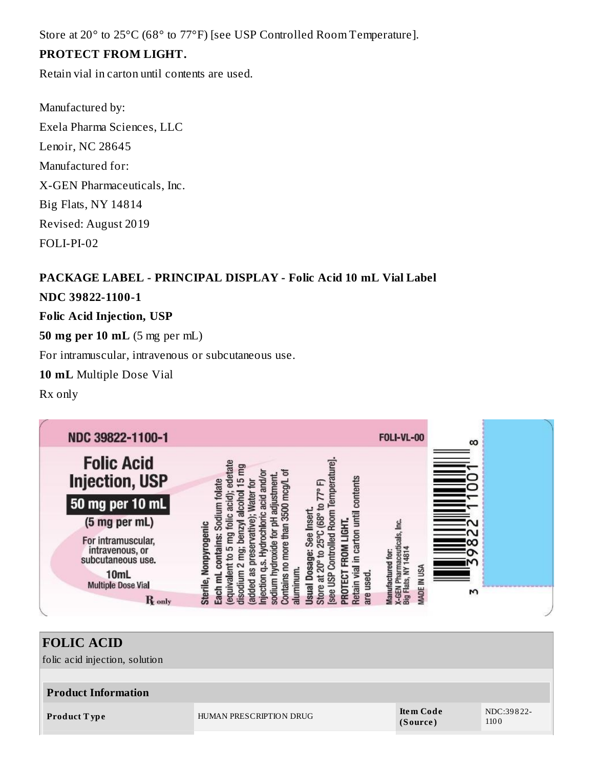Store at 20° to 25°C (68° to 77°F) [see USP Controlled Room Temperature].

**PROTECT FROM LIGHT.**

Retain vial in carton until contents are used.

Manufactured by:
Exela Pharma Sciences, LLC
Lenoir, NC 28645
Manufactured for:
X-GEN Pharmaceuticals, Inc.
Big Flats, NY 14814
Revised: August 2019
FOLI-PI-02

**PACKAGE LABEL - PRINCIPAL DISPLAY - Folic Acid 10 mL Vial Label**

**NDC 39822-1100-1**

**Folic Acid Injection, USP**

**50 mg per 10 mL** (5 mg per mL)

For intramuscular, intravenous or subcutaneous use.

**10 mL** Multiple Dose Vial

Rx only

NDC 39822-1100-1 FOLI-VL-00

Folic Acid Injection, USP
50 mg per 10 mL
(5 mg per mL)
For intramuscular, intravenous, or subcutaneous use.
10mL
Multiple Dose Vial
Rx only

Sterile, Nonpyrogenic
Each mL contains: Sodium folate (equivalent to 5 mg folic acid); edetate disodium 2 mg; benzyl alcohol 15 mg (added as preservative); Water for Injection q.s. Hydrochloric acid and/or sodium hydroxide for pH adjustment. Contains no more than 3500 mcg/L of aluminum.
Usual Dosage: See Insert.
Store at 20° to 25°C (68° to 77° F) [see USP Controlled Room Temperature].
PROTECT FROM LIGHT.
Retain vial in carton until contents are used.

Manufactured for:
X-GEN Pharmaceuticals, Inc.
Big Flats, NY 14814
MADE IN USA

3 39822 11001 8

| FOLIC ACID | | | |
|---|---|---|---|
| folic acid injection, solution | | | |
| **Product Information** | | | |
| **Product Type** | HUMAN PRESCRIPTION DRUG | **Item Code (Source)** | NDC:39822-1100 |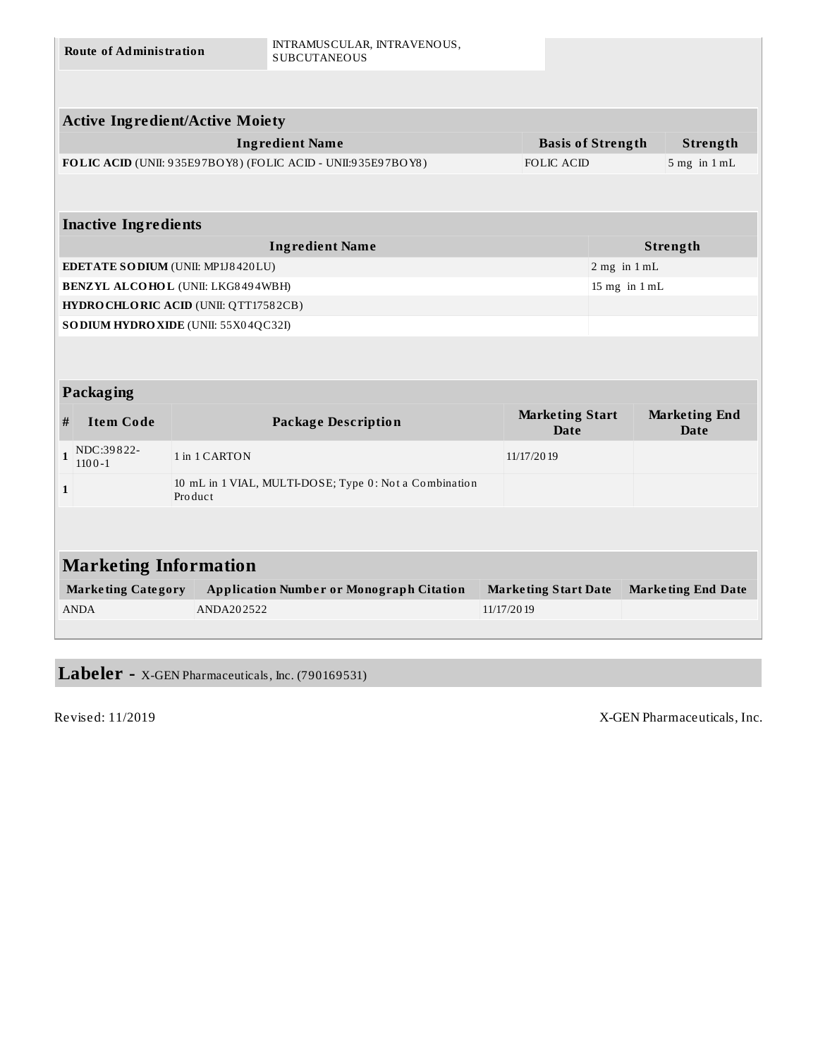| | | |
|---|---|---|
| **Route of Administration** | INTRAMUSCULAR, INTRAVENOUS, SUBCUTANEOUS | |

| **Active Ingredient/Active Moiety** | | |
|---|---|---|
| **Ingredient Name** | **Basis of Strength** | **Strength** |
| **FOLIC ACID** (UNII: 935E97BOY8) (FOLIC ACID - UNII:935E97BOY8) | FOLIC ACID | 5 mg in 1 mL |

| **Inactive Ingredients** | |
|---|---|
| **Ingredient Name** | **Strength** |
| **EDETATE SODIUM** (UNII: MP1J8420LU) | 2 mg in 1 mL |
| **BENZYL ALCOHOL** (UNII: LKG8494WBH) | 15 mg in 1 mL |
| **HYDROCHLORIC ACID** (UNII: QTT17582CB) | |
| **SODIUM HYDROXIDE** (UNII: 55X04QC32I) | |

| **Packaging** | | | | |
|---|---|---|---|---|
| **#** | **Item Code** | **Package Description** | **Marketing Start Date** | **Marketing End Date** |
| 1 | NDC:39822-1100-1 | 1 in 1 CARTON | 11/17/2019 | |
| 1 | | 10 mL in 1 VIAL, MULTI-DOSE; Type 0: Not a Combination Product | | |

| **Marketing Information** | | | |
|---|---|---|---|
| **Marketing Category** | **Application Number or Monograph Citation** | **Marketing Start Date** | **Marketing End Date** |
| ANDA | ANDA202522 | 11/17/2019 | |

**Labeler -** X-GEN Pharmaceuticals, Inc. (790169531)

Revised: 11/2019

X-GEN Pharmaceuticals, Inc.